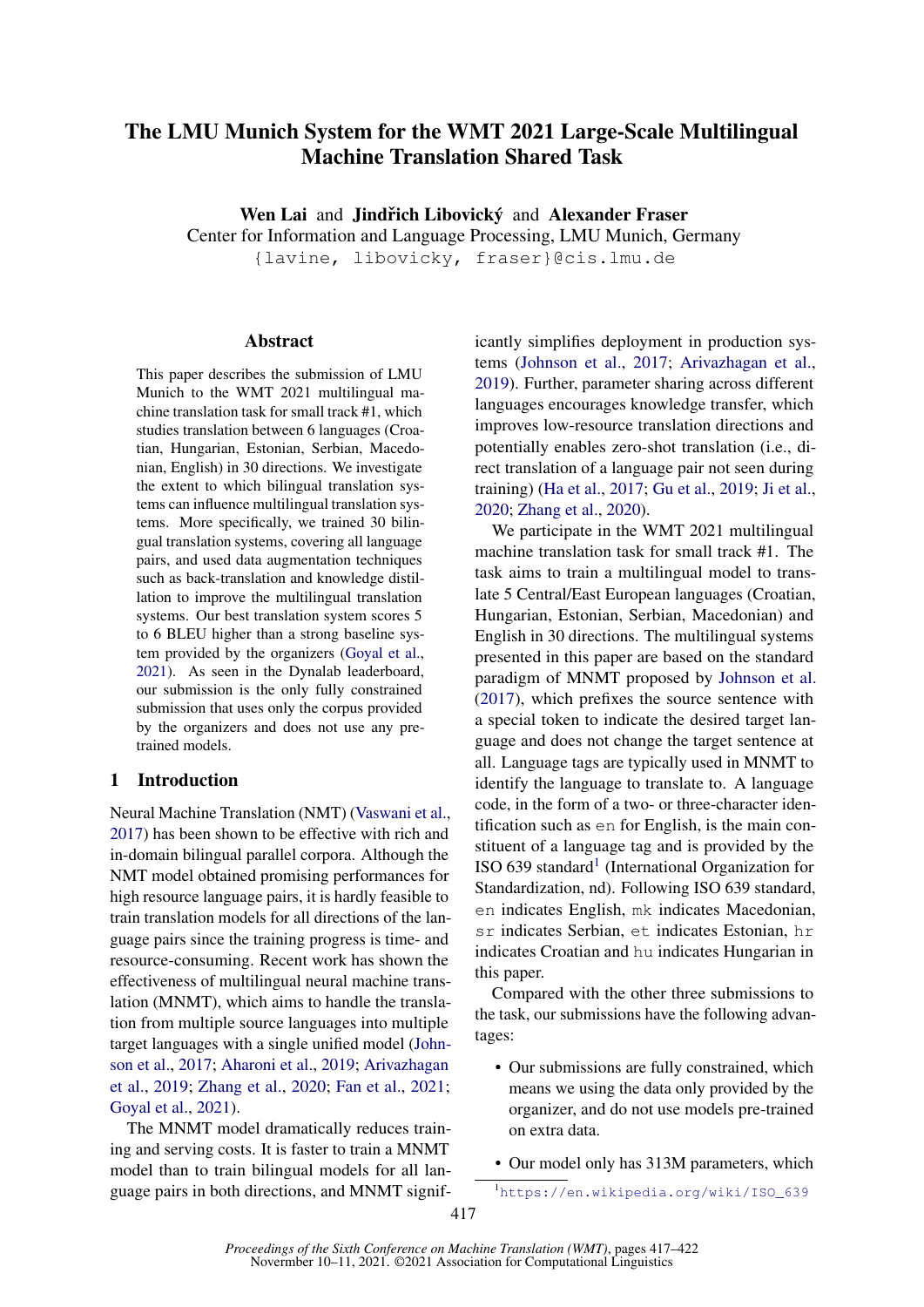# The LMU Munich System for the WMT 2021 Large-Scale Multilingual Machine Translation Shared Task

**Wen Lai** and **Jindřich Libovický** and **Alexander Fraser**
Center for Information and Language Processing, LMU Munich, Germany
{lavine, libovicky, fraser}@cis.lmu.de

## Abstract

This paper describes the submission of LMU Munich to the WMT 2021 multilingual machine translation task for small track #1, which studies translation between 6 languages (Croatian, Hungarian, Estonian, Serbian, Macedonian, English) in 30 directions. We investigate the extent to which bilingual translation systems can influence multilingual translation systems. More specifically, we trained 30 bilingual translation systems, covering all language pairs, and used data augmentation techniques such as back-translation and knowledge distillation to improve the multilingual translation systems. Our best translation system scores 5 to 6 BLEU higher than a strong baseline system provided by the organizers (Goyal et al., 2021). As seen in the Dynalab leaderboard, our submission is the only fully constrained submission that uses only the corpus provided by the organizers and does not use any pre-trained models.

## 1 Introduction

Neural Machine Translation (NMT) (Vaswani et al., 2017) has been shown to be effective with rich and in-domain bilingual parallel corpora. Although the NMT model obtained promising performances for high resource language pairs, it is hardly feasible to train translation models for all directions of the language pairs since the training progress is time- and resource-consuming. Recent work has shown the effectiveness of multilingual neural machine translation (MNMT), which aims to handle the translation from multiple source languages into multiple target languages with a single unified model (Johnson et al., 2017; Aharoni et al., 2019; Arivazhagan et al., 2019; Zhang et al., 2020; Fan et al., 2021; Goyal et al., 2021).

The MNMT model dramatically reduces training and serving costs. It is faster to train a MNMT model than to train bilingual models for all language pairs in both directions, and MNMT significantly simplifies deployment in production systems (Johnson et al., 2017; Arivazhagan et al., 2019). Further, parameter sharing across different languages encourages knowledge transfer, which improves low-resource translation directions and potentially enables zero-shot translation (i.e., direct translation of a language pair not seen during training) (Ha et al., 2017; Gu et al., 2019; Ji et al., 2020; Zhang et al., 2020).

We participate in the WMT 2021 multilingual machine translation task for small track #1. The task aims to train a multilingual model to translate 5 Central/East European languages (Croatian, Hungarian, Estonian, Serbian, Macedonian) and English in 30 directions. The multilingual systems presented in this paper are based on the standard paradigm of MNMT proposed by Johnson et al. (2017), which prefixes the source sentence with a special token to indicate the desired target language and does not change the target sentence at all. Language tags are typically used in MNMT to identify the language to translate to. A language code, in the form of a two- or three-character identification such as `en` for English, is the main constituent of a language tag and is provided by the ISO 639 standard[1] (International Organization for Standardization, nd). Following ISO 639 standard, `en` indicates English, `mk` indicates Macedonian, `sr` indicates Serbian, `et` indicates Estonian, `hr` indicates Croatian and `hu` indicates Hungarian in this paper.

Compared with the other three submissions to the task, our submissions have the following advantages:

- Our submissions are fully constrained, which means we using the data only provided by the organizer, and do not use models pre-trained on extra data.
- Our model only has 313M parameters, which

[1] https://en.wikipedia.org/wiki/ISO_639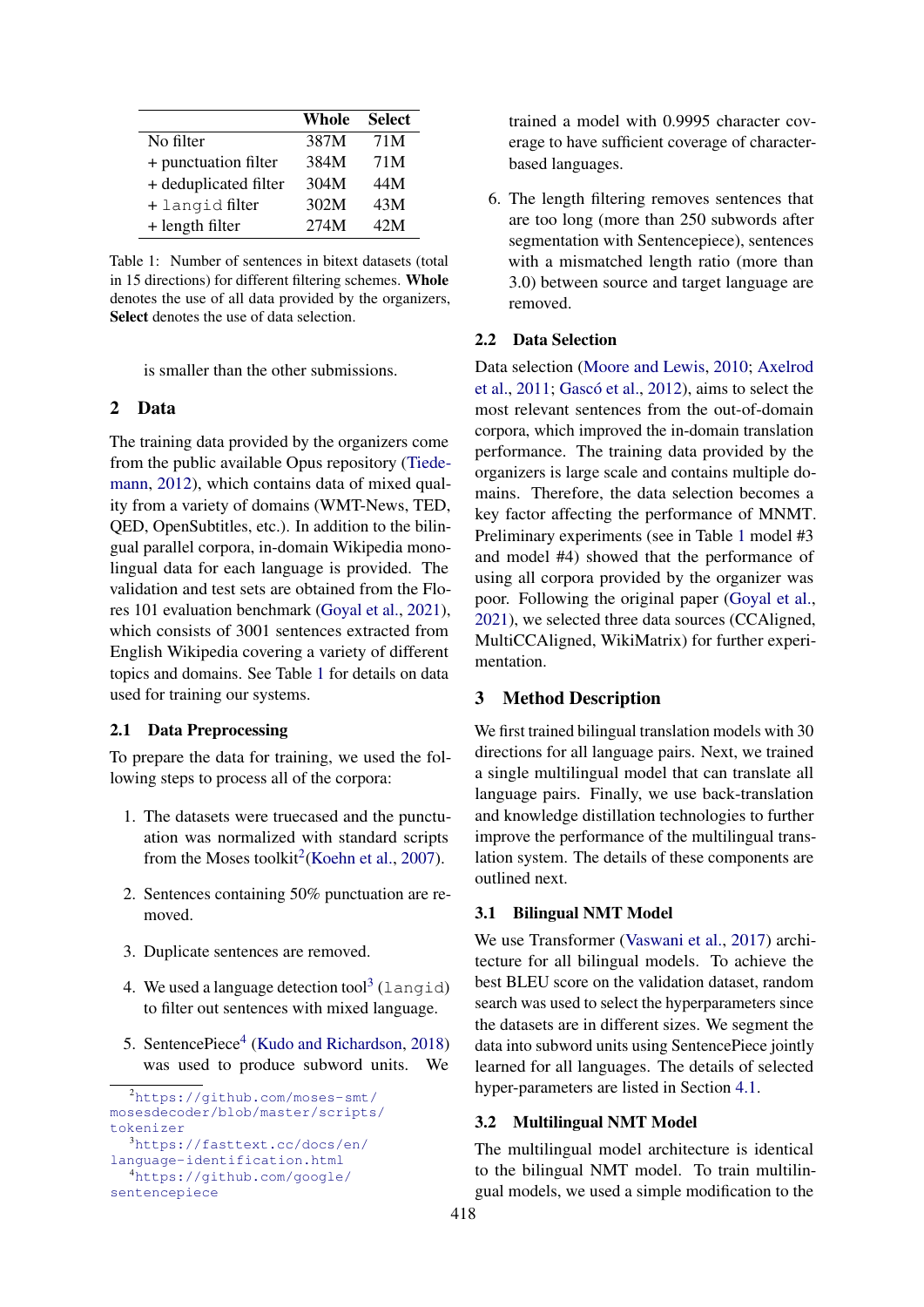|  | Whole | Select |
|---|---|---|
| No filter | 387M | 71M |
| + punctuation filter | 384M | 71M |
| + deduplicated filter | 304M | 44M |
| + `langid` filter | 302M | 43M |
| + length filter | 274M | 42M |

Table 1: Number of sentences in bitext datasets (total in 15 directions) for different filtering schemes. **Whole** denotes the use of all data provided by the organizers, **Select** denotes the use of data selection.

is smaller than the other submissions.

## 2 Data

The training data provided by the organizers come from the public available Opus repository (Tiedemann, 2012), which contains data of mixed quality from a variety of domains (WMT-News, TED, QED, OpenSubtitles, etc.). In addition to the bilingual parallel corpora, in-domain Wikipedia monolingual data for each language is provided. The validation and test sets are obtained from the Flores 101 evaluation benchmark (Goyal et al., 2021), which consists of 3001 sentences extracted from English Wikipedia covering a variety of different topics and domains. See Table 1 for details on data used for training our systems.

### 2.1 Data Preprocessing

To prepare the data for training, we used the following steps to process all of the corpora:

1. The datasets were truecased and the punctuation was normalized with standard scripts from the Moses toolkit[2](Koehn et al., 2007).

2. Sentences containing 50% punctuation are removed.

3. Duplicate sentences are removed.

4. We used a language detection tool[3] (`langid`) to filter out sentences with mixed language.

5. SentencePiece[4] (Kudo and Richardson, 2018) was used to produce subword units. We trained a model with 0.9995 character coverage to have sufficient coverage of character-based languages.

6. The length filtering removes sentences that are too long (more than 250 subwords after segmentation with Sentencepiece), sentences with a mismatched length ratio (more than 3.0) between source and target language are removed.

### 2.2 Data Selection

Data selection (Moore and Lewis, 2010; Axelrod et al., 2011; Gascó et al., 2012), aims to select the most relevant sentences from the out-of-domain corpora, which improved the in-domain translation performance. The training data provided by the organizers is large scale and contains multiple domains. Therefore, the data selection becomes a key factor affecting the performance of MNMT. Preliminary experiments (see in Table 1 model #3 and model #4) showed that the performance of using all corpora provided by the organizer was poor. Following the original paper (Goyal et al., 2021), we selected three data sources (CCAligned, MultiCCAligned, WikiMatrix) for further experimentation.

## 3 Method Description

We first trained bilingual translation models with 30 directions for all language pairs. Next, we trained a single multilingual model that can translate all language pairs. Finally, we use back-translation and knowledge distillation technologies to further improve the performance of the multilingual translation system. The details of these components are outlined next.

### 3.1 Bilingual NMT Model

We use Transformer (Vaswani et al., 2017) architecture for all bilingual models. To achieve the best BLEU score on the validation dataset, random search was used to select the hyperparameters since the datasets are in different sizes. We segment the data into subword units using SentencePiece jointly learned for all languages. The details of selected hyper-parameters are listed in Section 4.1.

### 3.2 Multilingual NMT Model

The multilingual model architecture is identical to the bilingual NMT model. To train multilingual models, we used a simple modification to the

[2] https://github.com/moses-smt/mosesdecoder/blob/master/scripts/tokenizer

[3] https://fasttext.cc/docs/en/language-identification.html

[4] https://github.com/google/sentencepiece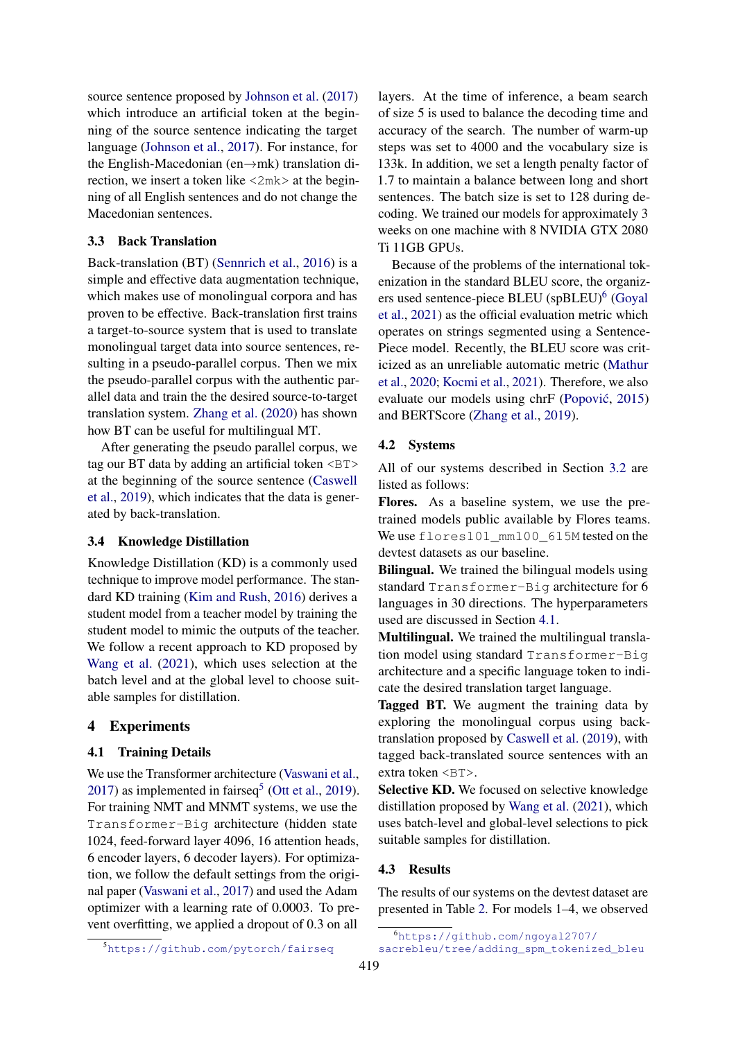source sentence proposed by Johnson et al. (2017) which introduce an artificial token at the beginning of the source sentence indicating the target language (Johnson et al., 2017). For instance, for the English-Macedonian (en→mk) translation direction, we insert a token like `<2mk>` at the beginning of all English sentences and do not change the Macedonian sentences.

### 3.3 Back Translation

Back-translation (BT) (Sennrich et al., 2016) is a simple and effective data augmentation technique, which makes use of monolingual corpora and has proven to be effective. Back-translation first trains a target-to-source system that is used to translate monolingual target data into source sentences, resulting in a pseudo-parallel corpus. Then we mix the pseudo-parallel corpus with the authentic parallel data and train the the desired source-to-target translation system. Zhang et al. (2020) has shown how BT can be useful for multilingual MT.

After generating the pseudo parallel corpus, we tag our BT data by adding an artificial token `<BT>` at the beginning of the source sentence (Caswell et al., 2019), which indicates that the data is generated by back-translation.

### 3.4 Knowledge Distillation

Knowledge Distillation (KD) is a commonly used technique to improve model performance. The standard KD training (Kim and Rush, 2016) derives a student model from a teacher model by training the student model to mimic the outputs of the teacher. We follow a recent approach to KD proposed by Wang et al. (2021), which uses selection at the batch level and at the global level to choose suitable samples for distillation.

## 4 Experiments

### 4.1 Training Details

We use the Transformer architecture (Vaswani et al., 2017) as implemented in fairseq[5] (Ott et al., 2019). For training NMT and MNMT systems, we use the `Transformer-Big` architecture (hidden state 1024, feed-forward layer 4096, 16 attention heads, 6 encoder layers, 6 decoder layers). For optimization, we follow the default settings from the original paper (Vaswani et al., 2017) and used the Adam optimizer with a learning rate of 0.0003. To prevent overfitting, we applied a dropout of 0.3 on all layers. At the time of inference, a beam search of size 5 is used to balance the decoding time and accuracy of the search. The number of warm-up steps was set to 4000 and the vocabulary size is 133k. In addition, we set a length penalty factor of 1.7 to maintain a balance between long and short sentences. The batch size is set to 128 during decoding. We trained our models for approximately 3 weeks on one machine with 8 NVIDIA GTX 2080 Ti 11GB GPUs.

Because of the problems of the international tokenization in the standard BLEU score, the organizers used sentence-piece BLEU (spBLEU)[6] (Goyal et al., 2021) as the official evaluation metric which operates on strings segmented using a SentencePiece model. Recently, the BLEU score was criticized as an unreliable automatic metric (Mathur et al., 2020; Kocmi et al., 2021). Therefore, we also evaluate our models using chrF (Popović, 2015) and BERTScore (Zhang et al., 2019).

### 4.2 Systems

All of our systems described in Section 3.2 are listed as follows:

**Flores.** As a baseline system, we use the pretrained models public available by Flores teams. We use `flores101_mm100_615M` tested on the devtest datasets as our baseline.

**Bilingual.** We trained the bilingual models using standard `Transformer-Big` architecture for 6 languages in 30 directions. The hyperparameters used are discussed in Section 4.1.

**Multilingual.** We trained the multilingual translation model using standard `Transformer-Big` architecture and a specific language token to indicate the desired translation target language.

**Tagged BT.** We augment the training data by exploring the monolingual corpus using back-translation proposed by Caswell et al. (2019), with tagged back-translated source sentences with an extra token `<BT>`.

**Selective KD.** We focused on selective knowledge distillation proposed by Wang et al. (2021), which uses batch-level and global-level selections to pick suitable samples for distillation.

### 4.3 Results

The results of our systems on the devtest dataset are presented in Table 2. For models 1–4, we observed

[5] https://github.com/pytorch/fairseq

[6] https://github.com/ngoyal2707/sacrebleu/tree/adding_spm_tokenized_bleu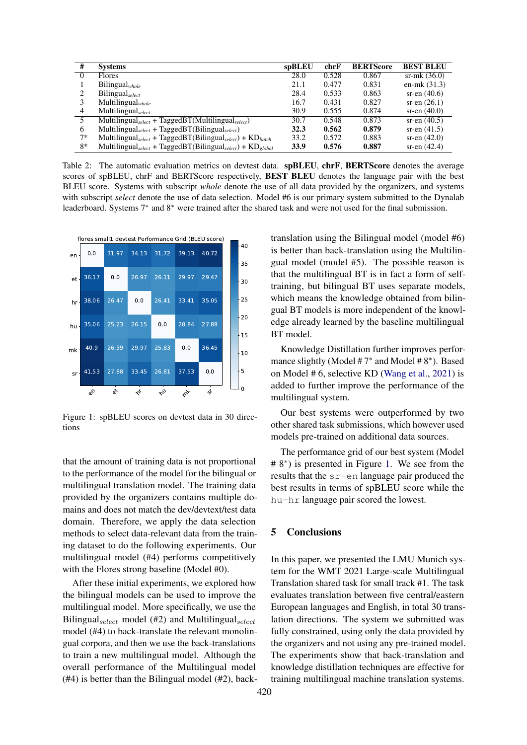| # | Systems | spBLEU | chrF | BERTScore | BEST BLEU |
|---|---|---|---|---|---|
| 0 | Flores | 28.0 | 0.528 | 0.867 | sr-mk (36.0) |
| 1 | Bilingual$_{whole}$ | 21.1 | 0.477 | 0.831 | en-mk (31.3) |
| 2 | Bilingual$_{select}$ | 28.4 | 0.533 | 0.863 | sr-en (40.6) |
| 3 | Multilingual$_{whole}$ | 16.7 | 0.431 | 0.827 | sr-en (26.1) |
| 4 | Multilingual$_{select}$ | 30.9 | 0.555 | 0.874 | sr-en (40.0) |
| 5 | Multilingual$_{select}$ + TaggedBT(Multilingual$_{select}$) | 30.7 | 0.548 | 0.873 | sr-en (40.5) |
| 6 | Multilingual$_{select}$ + TaggedBT(Bilingual$_{select}$) | **32.3** | **0.562** | **0.879** | sr-en (41.5) |
| 7* | Multilingual$_{select}$ + TaggedBT(Bilingual$_{select}$) + KD$_{batch}$ | 33.2 | 0.572 | 0.883 | sr-en (42.0) |
| 8* | Multilingual$_{select}$ + TaggedBT(Bilingual$_{select}$) + KD$_{global}$ | **33.9** | **0.576** | **0.887** | sr-en (42.4) |

Table 2: The automatic evaluation metrics on devtest data. **spBLEU**, **chrF**, **BERTScore** denotes the average scores of spBLEU, chrF and BERTScore respectively, **BEST BLEU** denotes the language pair with the best BLEU score. Systems with subscript *whole* denote the use of all data provided by the organizers, and systems with subscript *select* denote the use of data selection. Model #6 is our primary system submitted to the Dynalab leaderboard. Systems 7* and 8* were trained after the shared task and were not used for the final submission.

flores small1 devtest Performance Grid (BLEU score)

| | en | et | hr | hu | mk | sr |
|---|---|---|---|---|---|---|
| en | 0.0 | 31.97 | 34.13 | 31.72 | 39.13 | 40.72 |
| et | 36.17 | 0.0 | 26.97 | 26.11 | 29.97 | 29.47 |
| hr | 38.06 | 26.47 | 0.0 | 26.41 | 33.41 | 35.05 |
| hu | 35.06 | 25.23 | 26.15 | 0.0 | 28.84 | 27.88 |
| mk | 40.9 | 26.39 | 29.97 | 25.83 | 0.0 | 36.45 |
| sr | 41.53 | 27.88 | 33.45 | 26.81 | 37.53 | 0.0 |

Figure 1: spBLEU scores on devtest data in 30 directions

that the amount of training data is not proportional to the performance of the model for the bilingual or multilingual translation model. The training data provided by the organizers contains multiple domains and does not match the dev/devtext/test data domain. Therefore, we apply the data selection methods to select data-relevant data from the training dataset to do the following experiments. Our multilingual model (#4) performs competitively with the Flores strong baseline (Model #0).

After these initial experiments, we explored how the bilingual models can be used to improve the multilingual model. More specifically, we use the Bilingual$_{select}$ model (#2) and Multilingual$_{select}$ model (#4) to back-translate the relevant monolingual corpora, and then we use the back-translations to train a new multilingual model. Although the overall performance of the Multilingual model (#4) is better than the Bilingual model (#2), back-translation using the Bilingual model (model #6) is better than back-translation using the Multilingual model (model #5). The possible reason is that the multilingual BT is in fact a form of self-training, but bilingual BT uses separate models, which means the knowledge obtained from bilingual BT models is more independent of the knowledge already learned by the baseline multilingual BT model.

Knowledge Distillation further improves performance slightly (Model # 7* and Model # 8*). Based on Model # 6, selective KD (Wang et al., 2021) is added to further improve the performance of the multilingual system.

Our best systems were outperformed by two other shared task submissions, which however used models pre-trained on additional data sources.

The performance grid of our best system (Model # 8*) is presented in Figure 1. We see from the results that the `sr-en` language pair produced the best results in terms of spBLEU score while the `hu-hr` language pair scored the lowest.

## 5 Conclusions

In this paper, we presented the LMU Munich system for the WMT 2021 Large-scale Multilingual Translation shared task for small track #1. The task evaluates translation between five central/eastern European languages and English, in total 30 translation directions. The system we submitted was fully constrained, using only the data provided by the organizers and not using any pre-trained model. The experiments show that back-translation and knowledge distillation techniques are effective for training multilingual machine translation systems.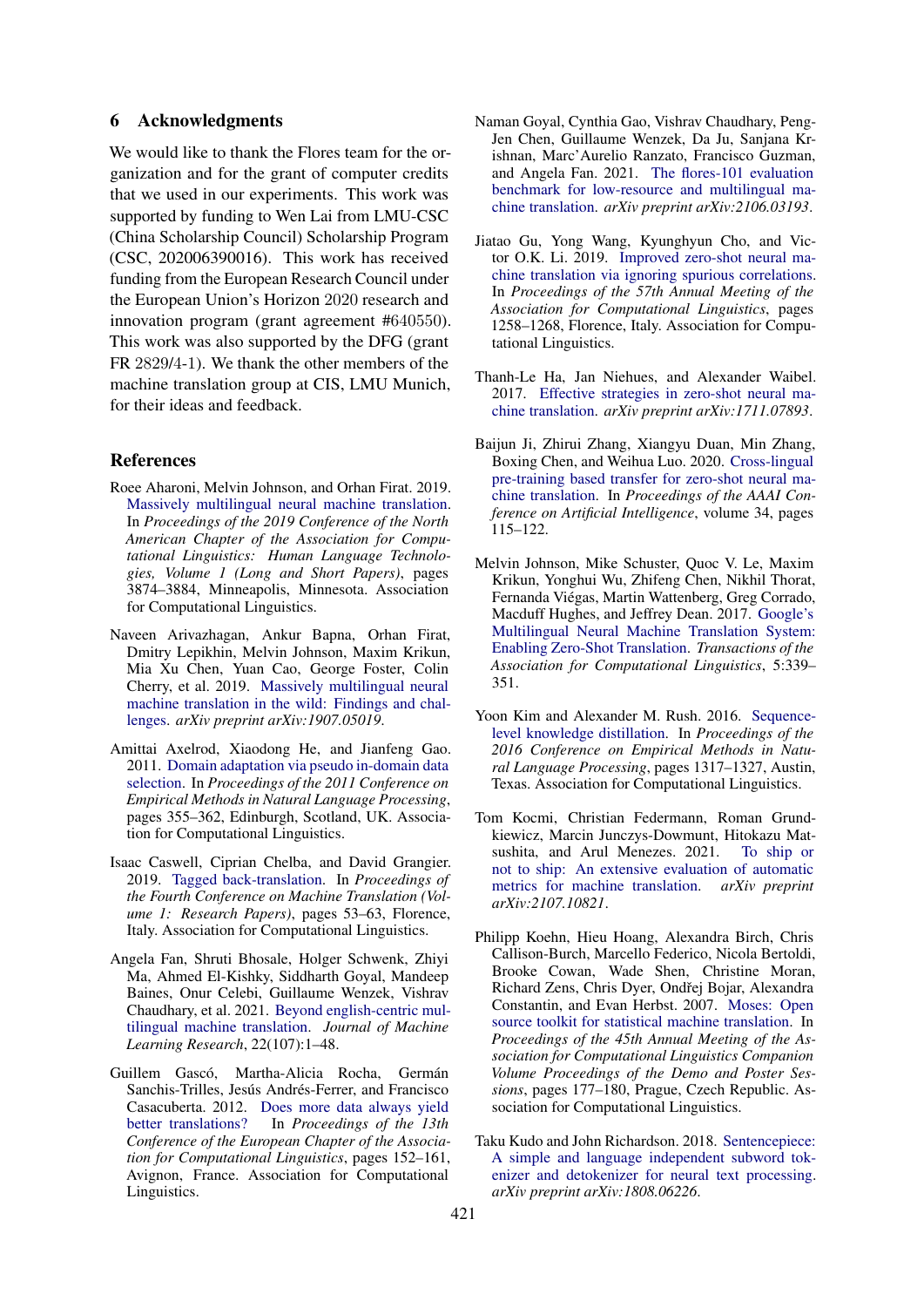## 6 Acknowledgments

We would like to thank the Flores team for the organization and for the grant of computer credits that we used in our experiments. This work was supported by funding to Wen Lai from LMU-CSC (China Scholarship Council) Scholarship Program (CSC, 202006390016). This work has received funding from the European Research Council under the European Union's Horizon 2020 research and innovation program (grant agreement #640550). This work was also supported by the DFG (grant FR 2829/4-1). We thank the other members of the machine translation group at CIS, LMU Munich, for their ideas and feedback.

## References

Roee Aharoni, Melvin Johnson, and Orhan Firat. 2019. Massively multilingual neural machine translation. In *Proceedings of the 2019 Conference of the North American Chapter of the Association for Computational Linguistics: Human Language Technologies, Volume 1 (Long and Short Papers)*, pages 3874–3884, Minneapolis, Minnesota. Association for Computational Linguistics.

Naveen Arivazhagan, Ankur Bapna, Orhan Firat, Dmitry Lepikhin, Melvin Johnson, Maxim Krikun, Mia Xu Chen, Yuan Cao, George Foster, Colin Cherry, et al. 2019. Massively multilingual neural machine translation in the wild: Findings and challenges. *arXiv preprint arXiv:1907.05019*.

Amittai Axelrod, Xiaodong He, and Jianfeng Gao. 2011. Domain adaptation via pseudo in-domain data selection. In *Proceedings of the 2011 Conference on Empirical Methods in Natural Language Processing*, pages 355–362, Edinburgh, Scotland, UK. Association for Computational Linguistics.

Isaac Caswell, Ciprian Chelba, and David Grangier. 2019. Tagged back-translation. In *Proceedings of the Fourth Conference on Machine Translation (Volume 1: Research Papers)*, pages 53–63, Florence, Italy. Association for Computational Linguistics.

Angela Fan, Shruti Bhosale, Holger Schwenk, Zhiyi Ma, Ahmed El-Kishky, Siddharth Goyal, Mandeep Baines, Onur Celebi, Guillaume Wenzek, Vishrav Chaudhary, et al. 2021. Beyond english-centric multilingual machine translation. *Journal of Machine Learning Research*, 22(107):1–48.

Guillem Gascó, Martha-Alicia Rocha, Germán Sanchis-Trilles, Jesús Andrés-Ferrer, and Francisco Casacuberta. 2012. Does more data always yield better translations? In *Proceedings of the 13th Conference of the European Chapter of the Association for Computational Linguistics*, pages 152–161, Avignon, France. Association for Computational Linguistics.

Naman Goyal, Cynthia Gao, Vishrav Chaudhary, Peng-Jen Chen, Guillaume Wenzek, Da Ju, Sanjana Krishnan, Marc'Aurelio Ranzato, Francisco Guzman, and Angela Fan. 2021. The flores-101 evaluation benchmark for low-resource and multilingual machine translation. *arXiv preprint arXiv:2106.03193*.

Jiatao Gu, Yong Wang, Kyunghyun Cho, and Victor O.K. Li. 2019. Improved zero-shot neural machine translation via ignoring spurious correlations. In *Proceedings of the 57th Annual Meeting of the Association for Computational Linguistics*, pages 1258–1268, Florence, Italy. Association for Computational Linguistics.

Thanh-Le Ha, Jan Niehues, and Alexander Waibel. 2017. Effective strategies in zero-shot neural machine translation. *arXiv preprint arXiv:1711.07893*.

Baijun Ji, Zhirui Zhang, Xiangyu Duan, Min Zhang, Boxing Chen, and Weihua Luo. 2020. Cross-lingual pre-training based transfer for zero-shot neural machine translation. In *Proceedings of the AAAI Conference on Artificial Intelligence*, volume 34, pages 115–122.

Melvin Johnson, Mike Schuster, Quoc V. Le, Maxim Krikun, Yonghui Wu, Zhifeng Chen, Nikhil Thorat, Fernanda Viégas, Martin Wattenberg, Greg Corrado, Macduff Hughes, and Jeffrey Dean. 2017. Google's Multilingual Neural Machine Translation System: Enabling Zero-Shot Translation. *Transactions of the Association for Computational Linguistics*, 5:339–351.

Yoon Kim and Alexander M. Rush. 2016. Sequence-level knowledge distillation. In *Proceedings of the 2016 Conference on Empirical Methods in Natural Language Processing*, pages 1317–1327, Austin, Texas. Association for Computational Linguistics.

Tom Kocmi, Christian Federmann, Roman Grundkiewicz, Marcin Junczys-Dowmunt, Hitokazu Matsushita, and Arul Menezes. 2021. To ship or not to ship: An extensive evaluation of automatic metrics for machine translation. *arXiv preprint arXiv:2107.10821*.

Philipp Koehn, Hieu Hoang, Alexandra Birch, Chris Callison-Burch, Marcello Federico, Nicola Bertoldi, Brooke Cowan, Wade Shen, Christine Moran, Richard Zens, Chris Dyer, Ondřej Bojar, Alexandra Constantin, and Evan Herbst. 2007. Moses: Open source toolkit for statistical machine translation. In *Proceedings of the 45th Annual Meeting of the Association for Computational Linguistics Companion Volume Proceedings of the Demo and Poster Sessions*, pages 177–180, Prague, Czech Republic. Association for Computational Linguistics.

Taku Kudo and John Richardson. 2018. Sentencepiece: A simple and language independent subword tokenizer and detokenizer for neural text processing. *arXiv preprint arXiv:1808.06226*.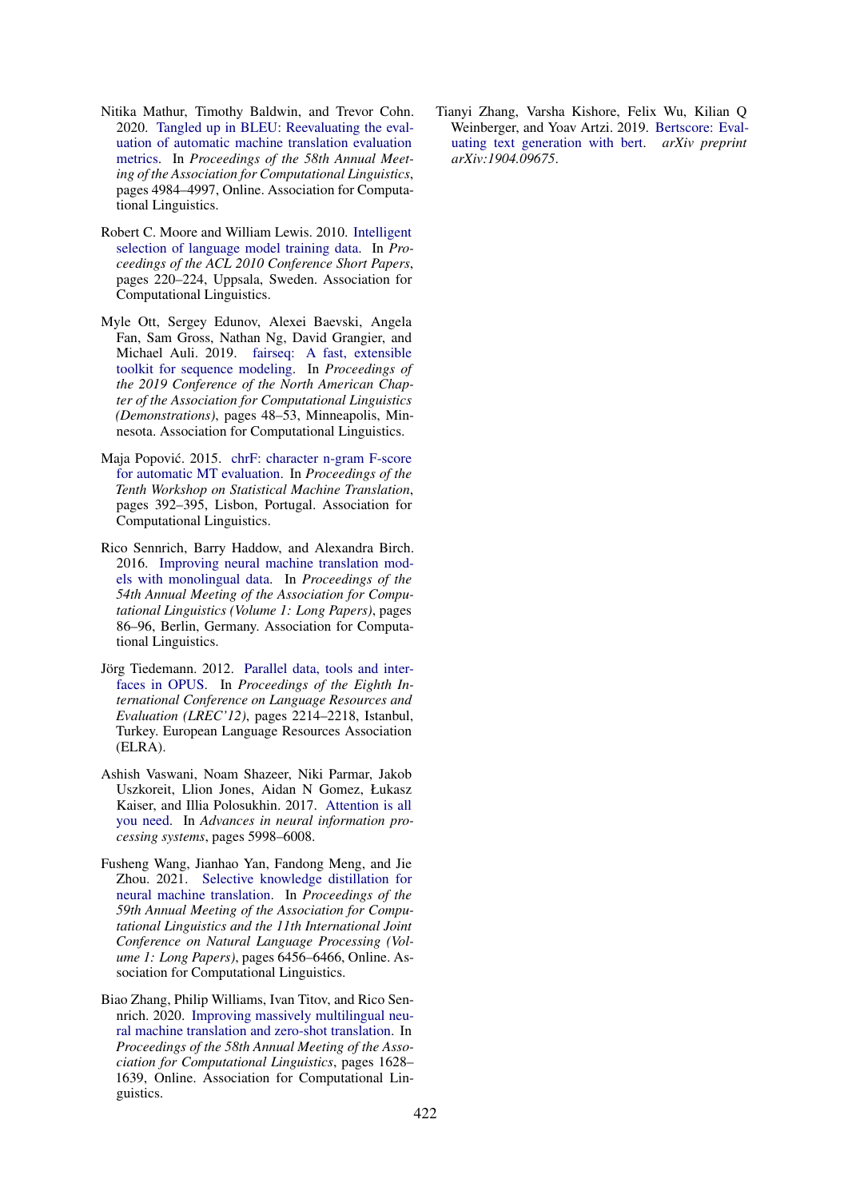Nitika Mathur, Timothy Baldwin, and Trevor Cohn. 2020. Tangled up in BLEU: Reevaluating the evaluation of automatic machine translation evaluation metrics. In *Proceedings of the 58th Annual Meeting of the Association for Computational Linguistics*, pages 4984–4997, Online. Association for Computational Linguistics.

Robert C. Moore and William Lewis. 2010. Intelligent selection of language model training data. In *Proceedings of the ACL 2010 Conference Short Papers*, pages 220–224, Uppsala, Sweden. Association for Computational Linguistics.

Myle Ott, Sergey Edunov, Alexei Baevski, Angela Fan, Sam Gross, Nathan Ng, David Grangier, and Michael Auli. 2019. fairseq: A fast, extensible toolkit for sequence modeling. In *Proceedings of the 2019 Conference of the North American Chapter of the Association for Computational Linguistics (Demonstrations)*, pages 48–53, Minneapolis, Minnesota. Association for Computational Linguistics.

Maja Popović. 2015. chrF: character n-gram F-score for automatic MT evaluation. In *Proceedings of the Tenth Workshop on Statistical Machine Translation*, pages 392–395, Lisbon, Portugal. Association for Computational Linguistics.

Rico Sennrich, Barry Haddow, and Alexandra Birch. 2016. Improving neural machine translation models with monolingual data. In *Proceedings of the 54th Annual Meeting of the Association for Computational Linguistics (Volume 1: Long Papers)*, pages 86–96, Berlin, Germany. Association for Computational Linguistics.

Jörg Tiedemann. 2012. Parallel data, tools and interfaces in OPUS. In *Proceedings of the Eighth International Conference on Language Resources and Evaluation (LREC'12)*, pages 2214–2218, Istanbul, Turkey. European Language Resources Association (ELRA).

Ashish Vaswani, Noam Shazeer, Niki Parmar, Jakob Uszkoreit, Llion Jones, Aidan N Gomez, Łukasz Kaiser, and Illia Polosukhin. 2017. Attention is all you need. In *Advances in neural information processing systems*, pages 5998–6008.

Fusheng Wang, Jianhao Yan, Fandong Meng, and Jie Zhou. 2021. Selective knowledge distillation for neural machine translation. In *Proceedings of the 59th Annual Meeting of the Association for Computational Linguistics and the 11th International Joint Conference on Natural Language Processing (Volume 1: Long Papers)*, pages 6456–6466, Online. Association for Computational Linguistics.

Biao Zhang, Philip Williams, Ivan Titov, and Rico Sennrich. 2020. Improving massively multilingual neural machine translation and zero-shot translation. In *Proceedings of the 58th Annual Meeting of the Association for Computational Linguistics*, pages 1628–1639, Online. Association for Computational Linguistics.

Tianyi Zhang, Varsha Kishore, Felix Wu, Kilian Q Weinberger, and Yoav Artzi. 2019. Bertscore: Evaluating text generation with bert. *arXiv preprint arXiv:1904.09675*.